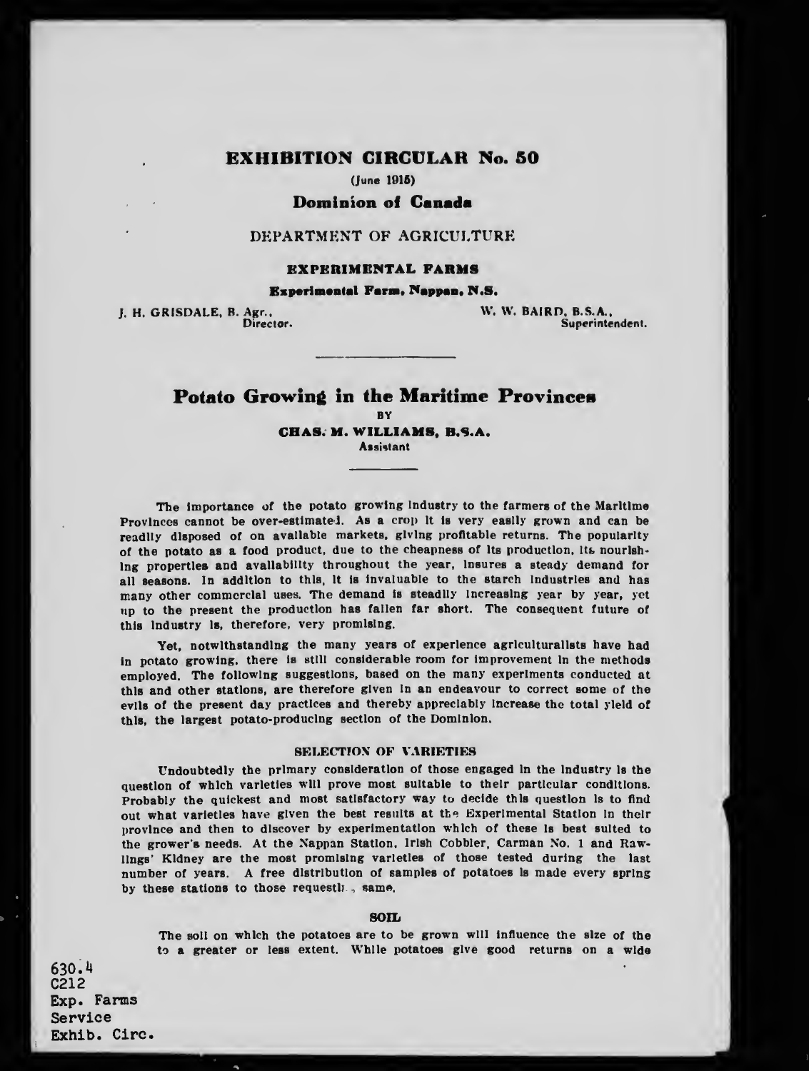# EXHIBITION CIRCULAR No. 50

(June 1915)

**Dominion of Canada**

DEPARTMENT OF AGRICULTURE

**EXPERIMENTAL FARMS**

**Experimental Farm, Nappan, N.S.**

J. H. GRISDALE, B. Agr., Director.

W. W. BAIRD, B.S.A., Superintendent.

## Potato Growing in the Maritime Provinces

BY

**CHAS. M. WILLIAMS, B.S.A.**
Assistant

The importance of the potato growing industry to the farmers of the Maritime Provinces cannot be over-estimated. As a crop it is very easily grown and can be readily disposed of on available markets, giving profitable returns. The popularity of the potato as a food product, due to the cheapness of its production, its nourishing properties and availability throughout the year, insures a steady demand for all seasons. In addition to this, it is invaluable to the starch industries and has many other commercial uses. The demand is steadily increasing year by year, yet up to the present the production has fallen far short. The consequent future of this industry is, therefore, very promising.

Yet, notwithstanding the many years of experience agriculturalists have had in potato growing, there is still considerable room for improvement in the methods employed. The following suggestions, based on the many experiments conducted at this and other stations, are therefore given in an endeavour to correct some of the evils of the present day practices and thereby appreciably increase the total yield of this, the largest potato-producing section of the Dominion.

### SELECTION OF VARIETIES

Undoubtedly the primary consideration of those engaged in the industry is the question of which varieties will prove most suitable to their particular conditions. Probably the quickest and most satisfactory way to decide this question is to find out what varieties have given the best results at the Experimental Station in their province and then to discover by experimentation which of these is best suited to the grower's needs. At the Nappan Station, Irish Cobbler, Carman No. 1 and Rawlings' Kidney are the most promising varieties of those tested during the last number of years. A free distribution of samples of potatoes is made every spring by these stations to those requesti.., same.

### SOIL

The soil on which the potatoes are to be grown will influence the size of the to a greater or less extent. While potatoes give good returns on a wide

630.4
C212
Exp. Farms
Service
Exhib. Circ.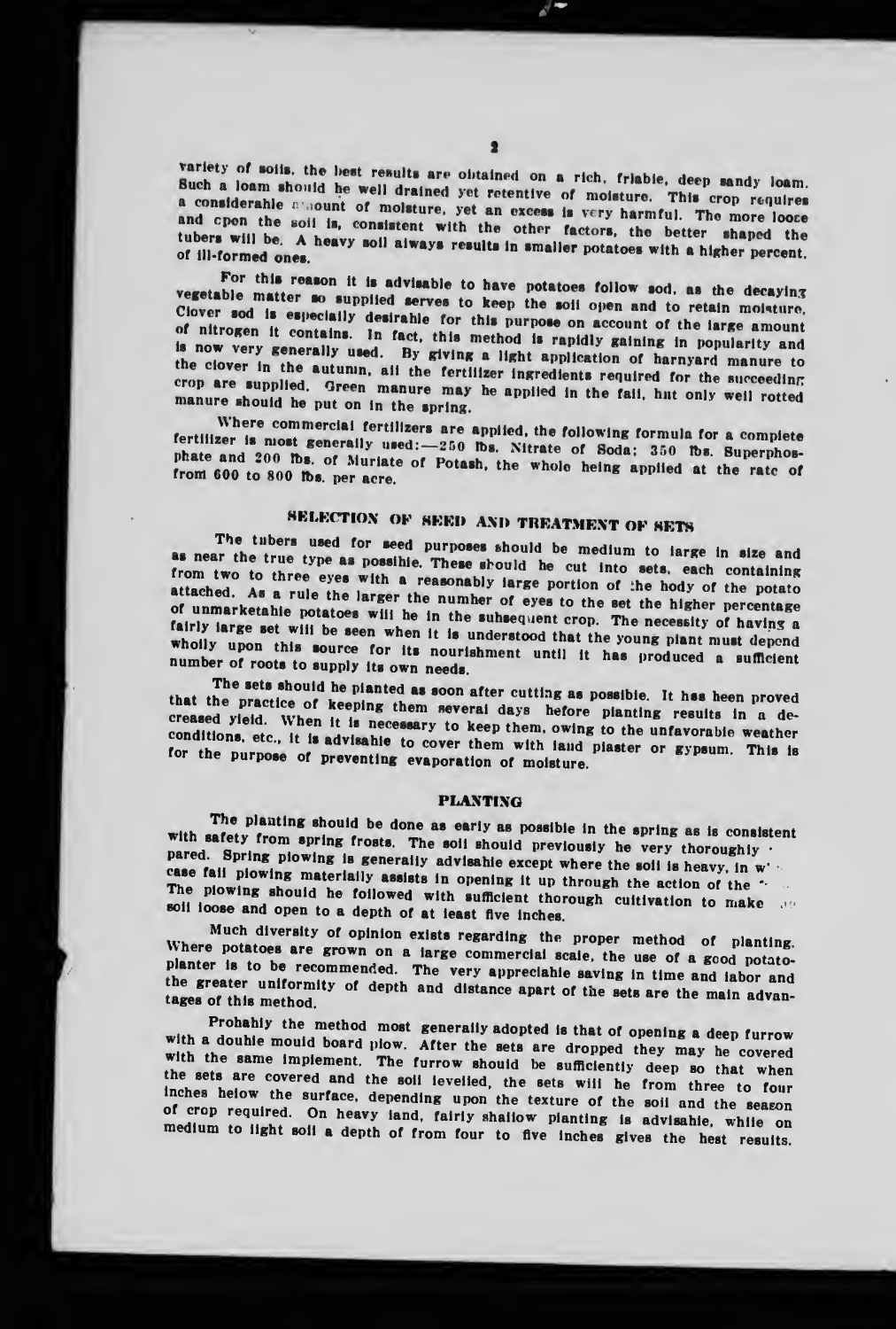variety of soils, the best results are obtained on a rich, friable, deep sandy loam. Such a loam should be well drained yet retentive of moisture. This crop requires a considerable amount of moisture, yet an excess is very harmful. The more loose and open the soil is, consistent with the other factors, the better shaped the tubers will be. A heavy soil always results in smaller potatoes with a higher percent. of ill-formed ones.

For this reason it is advisable to have potatoes follow sod, as the decaying vegetable matter so supplied serves to keep the soil open and to retain moisture. Clover sod is especially desirable for this purpose on account of the large amount of nitrogen it contains. In fact, this method is rapidly gaining in popularity and is now very generally used. By giving a light application of barnyard manure to the clover in the autumn, all the fertilizer ingredients required for the succeeding crop are supplied. Green manure may be applied in the fall, but only well rotted manure should be put on in the spring.

Where commercial fertilizers are applied, the following formula for a complete fertilizer is most generally used:—250 lbs. Nitrate of Soda; 350 lbs. Superphosphate and 200 lbs. of Muriate of Potash, the whole being applied at the rate of from 600 to 800 lbs. per acre.

## SELECTION OF SEED AND TREATMENT OF SETS

The tubers used for seed purposes should be medium to large in size and as near the true type as possible. These should be cut into sets, each containing from two to three eyes with a reasonably large portion of the body of the potato attached. As a rule the larger the number of eyes to the set the higher percentage of unmarketable potatoes will be in the subsequent crop. The necessity of having a fairly large set will be seen when it is understood that the young plant must depend wholly upon this source for its nourishment until it has produced a sufficient number of roots to supply its own needs.

The sets should be planted as soon after cutting as possible. It has been proved that the practice of keeping them several days before planting results in a decreased yield. When it is necessary to keep them, owing to the unfavorable weather conditions, etc., it is advisable to cover them with land plaster or gypsum. This is for the purpose of preventing evaporation of moisture.

## PLANTING

The planting should be done as early as possible in the spring as is consistent with safety from spring frosts. The soil should previously be very thoroughly prepared. Spring plowing is generally advisable except where the soil is heavy, in which case fall plowing materially assists in opening it up through the action of the frost. The plowing should be followed with sufficient thorough cultivation to make the soil loose and open to a depth of at least five inches.

Much diversity of opinion exists regarding the proper method of planting. Where potatoes are grown on a large commercial scale, the use of a good potato-planter is to be recommended. The very appreciable saving in time and labor and the greater uniformity of depth and distance apart of the sets are the main advantages of this method.

Probably the method most generally adopted is that of opening a deep furrow with a double mould board plow. After the sets are dropped they may be covered with the same implement. The furrow should be sufficiently deep so that when the sets are covered and the soil levelled, the sets will be from three to four inches below the surface, depending upon the texture of the soil and the season of crop required. On heavy land, fairly shallow planting is advisable, while on medium to light soil a depth of from four to five inches gives the best results.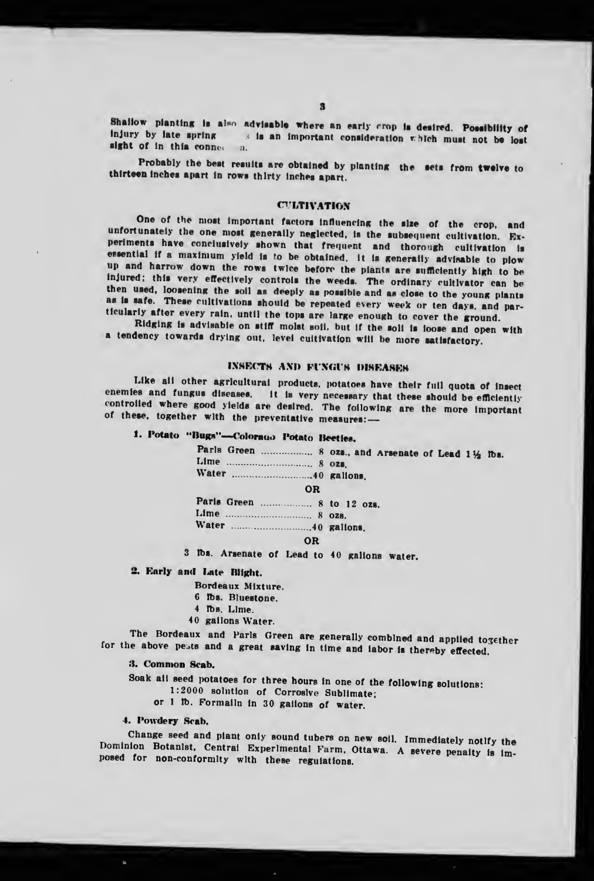Shallow planting is also advisable where an early crop is desired. Possibility of injury by late spring frosts is an important consideration which must not be lost sight of in this connection.

Probably the best results are obtained by planting the sets from twelve to thirteen inches apart in rows thirty inches apart.

## CULTIVATION

One of the most important factors influencing the size of the crop, and unfortunately the one most generally neglected, is the subsequent cultivation. Experiments have conclusively shown that frequent and thorough cultivation is essential if a maximum yield is to be obtained. It is generally advisable to plow up and harrow down the rows twice before the plants are sufficiently high to be injured; this very effectively controls the weeds. The ordinary cultivator can be then used, loosening the soil as deeply as possible and as close to the young plants as is safe. These cultivations should be repeated every week or ten days, and particularly after every rain, until the tops are large enough to cover the ground.

Ridging is advisable on stiff moist soil, but if the soil is loose and open with a tendency towards drying out, level cultivation will be more satisfactory.

## INSECTS AND FUNGUS DISEASES

Like all other agricultural products, potatoes have their full quota of insect enemies and fungus diseases. It is very necessary that these should be efficiently controlled where good yields are desired. The following are the more important of these, together with the preventative measures:—

**1. Potato "Bugs"—Colorado Potato Beetles.**

Paris Green .................. 8 ozs., and Arsenate of Lead 1½ lbs.
Lime .............................. 8 ozs.
Water ............................40 gallons.

OR

Paris Green .................. 8 to 12 ozs.
Lime .............................. 8 ozs.
Water ............................40 gallons.

OR

3 lbs. Arsenate of Lead to 40 gallons water.

**2. Early and Late Blight.**

Bordeaux Mixture.
6 lbs. Bluestone.
4 lbs. Lime.
40 gallons Water.

The Bordeaux and Paris Green are generally combined and applied together for the above pests and a great saving in time and labor is thereby effected.

**3. Common Scab.**

Soak all seed potatoes for three hours in one of the following solutions:
1:2000 solution of Corrosive Sublimate;
or 1 lb. Formalin in 30 gallons of water.

**4. Powdery Scab.**

Change seed and plant only sound tubers on new soil. Immediately notify the Dominion Botanist, Central Experimental Farm, Ottawa. A severe penalty is imposed for non-conformity with these regulations.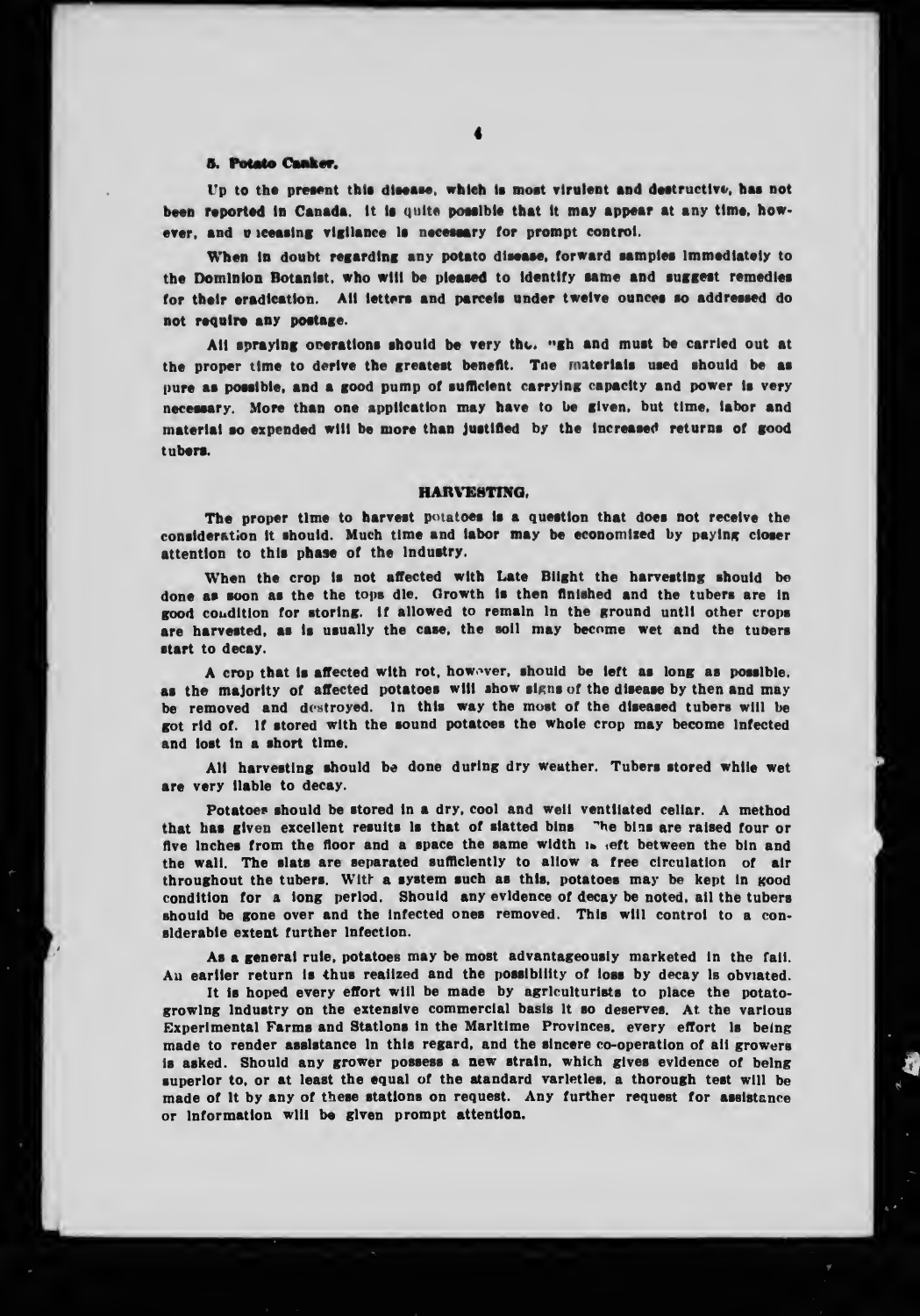### 5. Potato Canker.

Up to the present this disease, which is most virulent and destructive, has not been reported in Canada. It is quite possible that it may appear at any time, however, and unceasing vigilance is necessary for prompt control.

When in doubt regarding any potato disease, forward samples immediately to the Dominion Botanist, who will be pleased to identify same and suggest remedies for their eradication. All letters and parcels under twelve ounces so addressed do not require any postage.

All spraying operations should be very thorough and must be carried out at the proper time to derive the greatest benefit. The materials used should be as pure as possible, and a good pump of sufficient carrying capacity and power is very necessary. More than one application may have to be given, but time, labor and material so expended will be more than justified by the increased returns of good tubers.

## HARVESTING.

The proper time to harvest potatoes is a question that does not receive the consideration it should. Much time and labor may be economized by paying closer attention to this phase of the industry.

When the crop is not affected with Late Blight the harvesting should be done as soon as the the tops die. Growth is then finished and the tubers are in good condition for storing. If allowed to remain in the ground until other crops are harvested, as is usually the case, the soil may become wet and the tubers start to decay.

A crop that is affected with rot, however, should be left as long as possible, as the majority of affected potatoes will show signs of the disease by then and may be removed and destroyed. In this way the most of the diseased tubers will be got rid of. If stored with the sound potatoes the whole crop may become infected and lost in a short time.

All harvesting should be done during dry weather. Tubers stored while wet are very liable to decay.

Potatoes should be stored in a dry, cool and well ventilated cellar. A method that has given excellent results is that of slatted bins. The bins are raised four or five inches from the floor and a space the same width is left between the bin and the wall. The slats are separated sufficiently to allow a free circulation of air throughout the tubers. With a system such as this, potatoes may be kept in good condition for a long period. Should any evidence of decay be noted, all the tubers should be gone over and the infected ones removed. This will control to a considerable extent further infection.

As a general rule, potatoes may be most advantageously marketed in the fall. An earlier return is thus realized and the possibility of loss by decay is obviated.

It is hoped every effort will be made by agriculturists to place the potato-growing industry on the extensive commercial basis it so deserves. At the various Experimental Farms and Stations in the Maritime Provinces, every effort is being made to render assistance in this regard, and the sincere co-operation of all growers is asked. Should any grower possess a new strain, which gives evidence of being superior to, or at least the equal of the standard varieties, a thorough test will be made of it by any of these stations on request. Any further request for assistance or information will be given prompt attention.